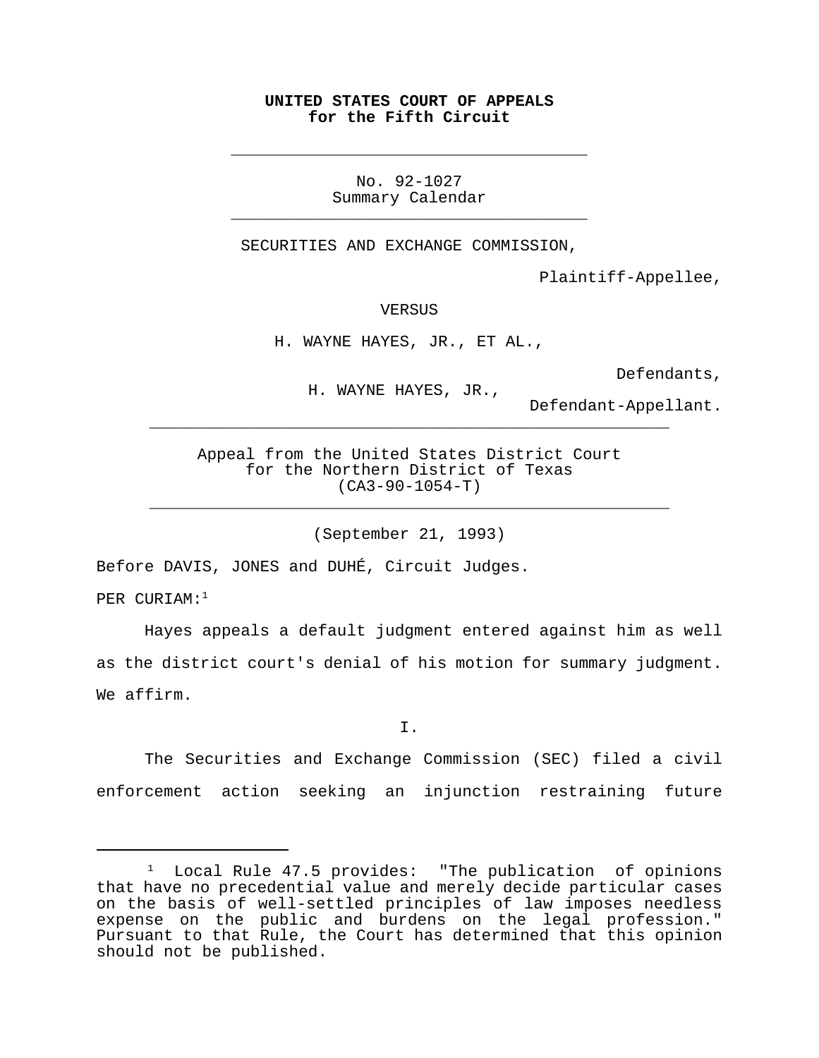**UNITED STATES COURT OF APPEALS**
**for the Fifth Circuit**

---

No. 92-1027
Summary Calendar

---

SECURITIES AND EXCHANGE COMMISSION,

Plaintiff-Appellee,

VERSUS

H. WAYNE HAYES, JR., ET AL.,

Defendants,

H. WAYNE HAYES, JR.,

Defendant-Appellant.

---

Appeal from the United States District Court
for the Northern District of Texas
(CA3-90-1054-T)

---

(September 21, 1993)

Before DAVIS, JONES and DUHÉ, Circuit Judges.

PER CURIAM:[1]

Hayes appeals a default judgment entered against him as well as the district court's denial of his motion for summary judgment. We affirm.

I.

The Securities and Exchange Commission (SEC) filed a civil enforcement action seeking an injunction restraining future

---

[1] Local Rule 47.5 provides: "The publication of opinions that have no precedential value and merely decide particular cases on the basis of well-settled principles of law imposes needless expense on the public and burdens on the legal profession." Pursuant to that Rule, the Court has determined that this opinion should not be published.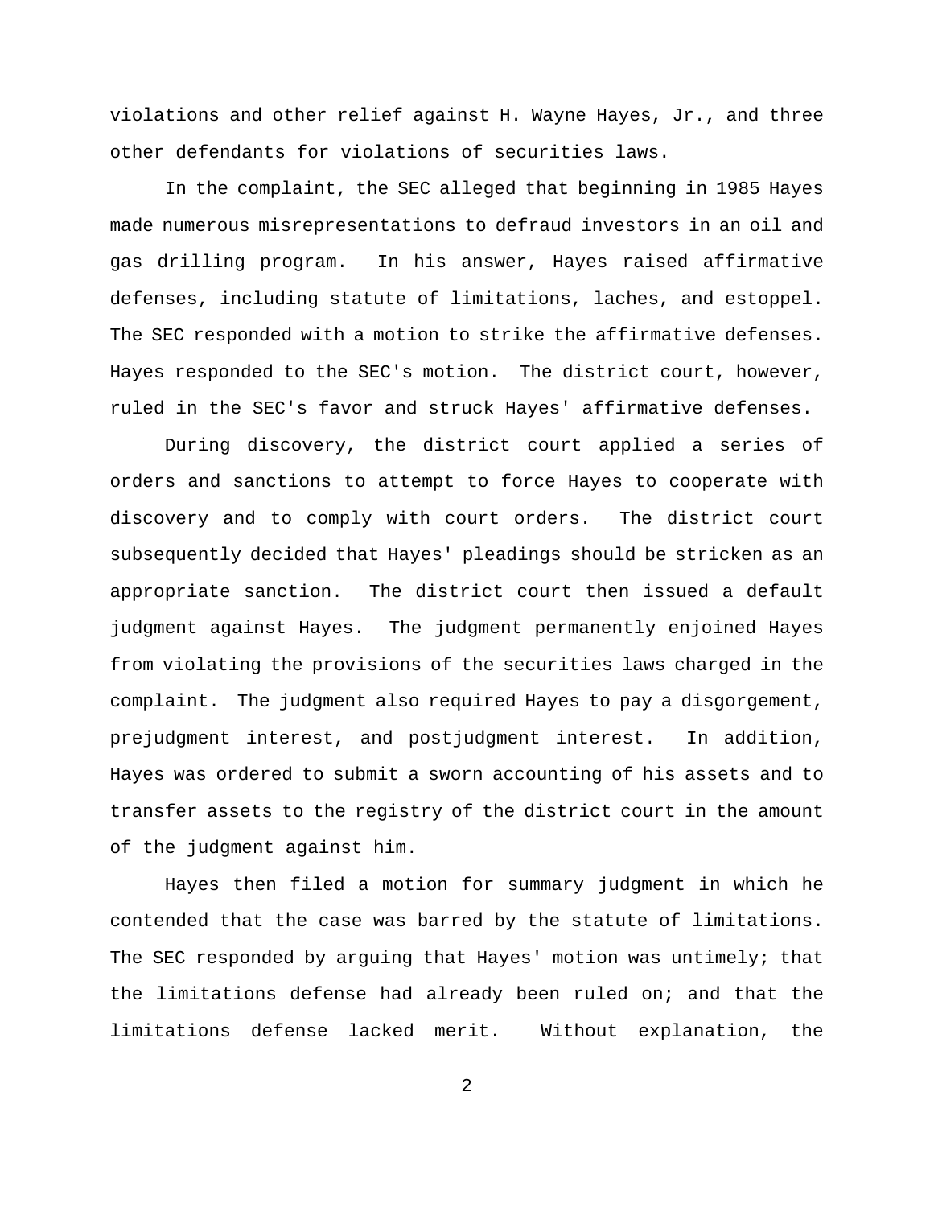violations and other relief against H. Wayne Hayes, Jr., and three other defendants for violations of securities laws.

In the complaint, the SEC alleged that beginning in 1985 Hayes made numerous misrepresentations to defraud investors in an oil and gas drilling program. In his answer, Hayes raised affirmative defenses, including statute of limitations, laches, and estoppel. The SEC responded with a motion to strike the affirmative defenses. Hayes responded to the SEC's motion. The district court, however, ruled in the SEC's favor and struck Hayes' affirmative defenses.

During discovery, the district court applied a series of orders and sanctions to attempt to force Hayes to cooperate with discovery and to comply with court orders. The district court subsequently decided that Hayes' pleadings should be stricken as an appropriate sanction. The district court then issued a default judgment against Hayes. The judgment permanently enjoined Hayes from violating the provisions of the securities laws charged in the complaint. The judgment also required Hayes to pay a disgorgement, prejudgment interest, and postjudgment interest. In addition, Hayes was ordered to submit a sworn accounting of his assets and to transfer assets to the registry of the district court in the amount of the judgment against him.

Hayes then filed a motion for summary judgment in which he contended that the case was barred by the statute of limitations. The SEC responded by arguing that Hayes' motion was untimely; that the limitations defense had already been ruled on; and that the limitations defense lacked merit. Without explanation, the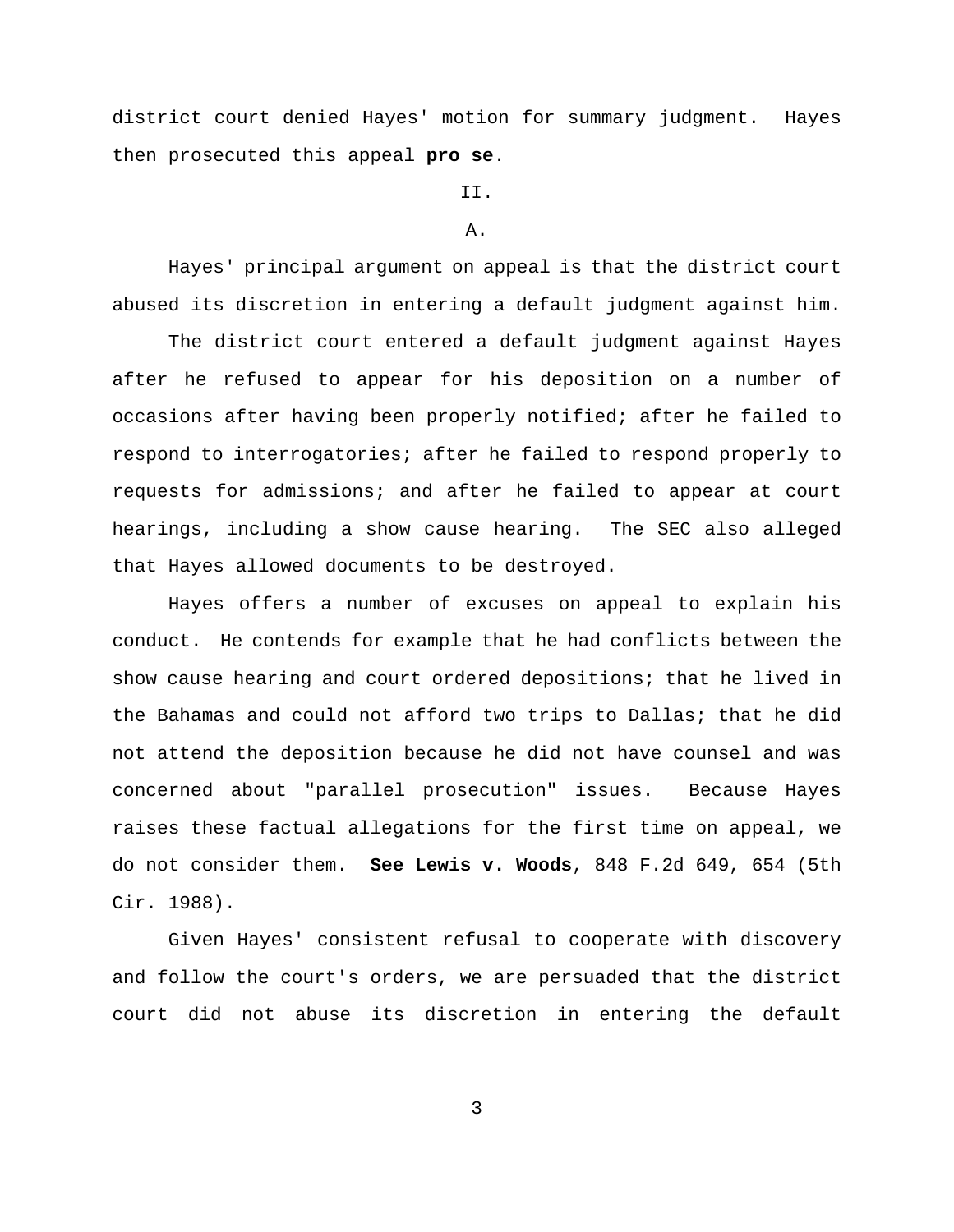district court denied Hayes' motion for summary judgment. Hayes then prosecuted this appeal **pro se**.

II.

A.

Hayes' principal argument on appeal is that the district court abused its discretion in entering a default judgment against him.

The district court entered a default judgment against Hayes after he refused to appear for his deposition on a number of occasions after having been properly notified; after he failed to respond to interrogatories; after he failed to respond properly to requests for admissions; and after he failed to appear at court hearings, including a show cause hearing. The SEC also alleged that Hayes allowed documents to be destroyed.

Hayes offers a number of excuses on appeal to explain his conduct. He contends for example that he had conflicts between the show cause hearing and court ordered depositions; that he lived in the Bahamas and could not afford two trips to Dallas; that he did not attend the deposition because he did not have counsel and was concerned about "parallel prosecution" issues. Because Hayes raises these factual allegations for the first time on appeal, we do not consider them. **See Lewis v. Woods**, 848 F.2d 649, 654 (5th Cir. 1988).

Given Hayes' consistent refusal to cooperate with discovery and follow the court's orders, we are persuaded that the district court did not abuse its discretion in entering the default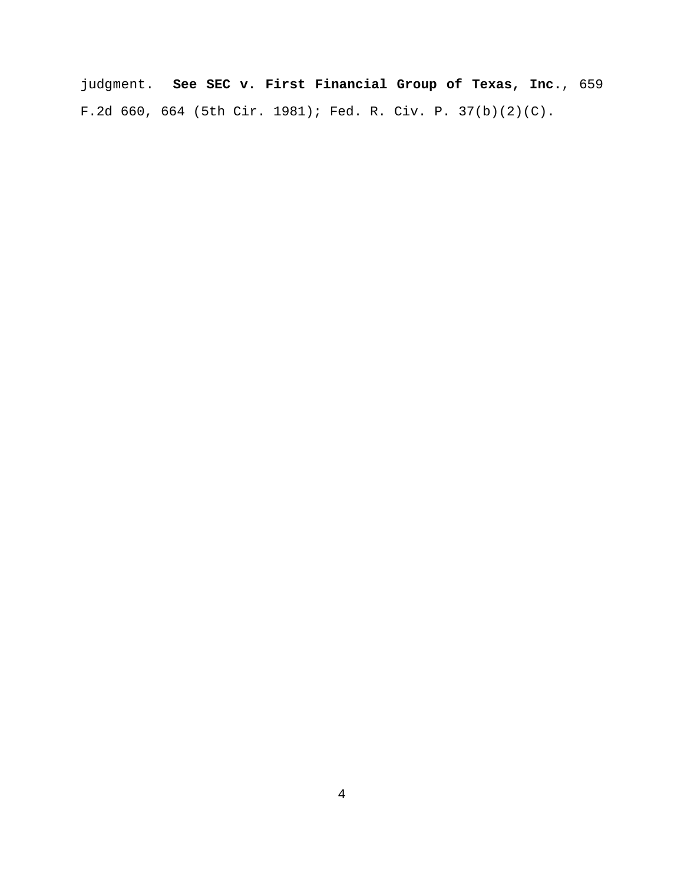judgment. **See SEC v. First Financial Group of Texas, Inc.**, 659 F.2d 660, 664 (5th Cir. 1981); Fed. R. Civ. P. 37(b)(2)(C).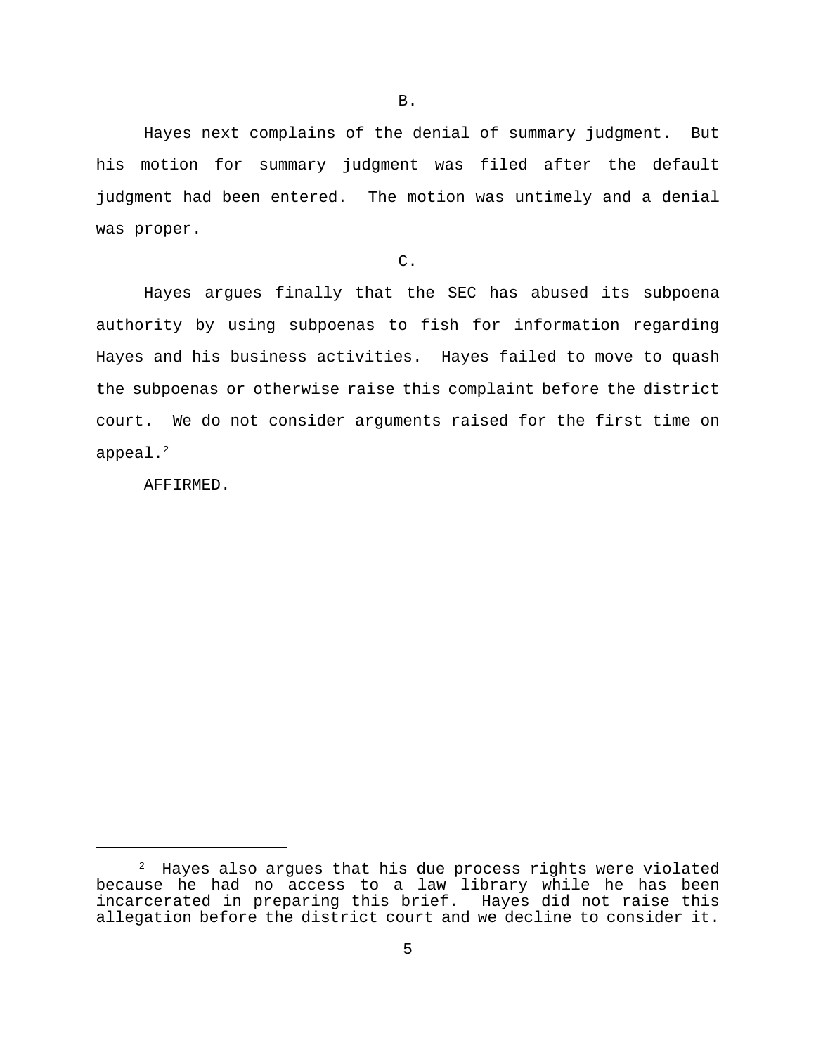B.

Hayes next complains of the denial of summary judgment. But his motion for summary judgment was filed after the default judgment had been entered. The motion was untimely and a denial was proper.

C.

Hayes argues finally that the SEC has abused its subpoena authority by using subpoenas to fish for information regarding Hayes and his business activities. Hayes failed to move to quash the subpoenas or otherwise raise this complaint before the district court. We do not consider arguments raised for the first time on appeal.[2]

AFFIRMED.

---

[2] Hayes also argues that his due process rights were violated because he had no access to a law library while he has been incarcerated in preparing this brief. Hayes did not raise this allegation before the district court and we decline to consider it.